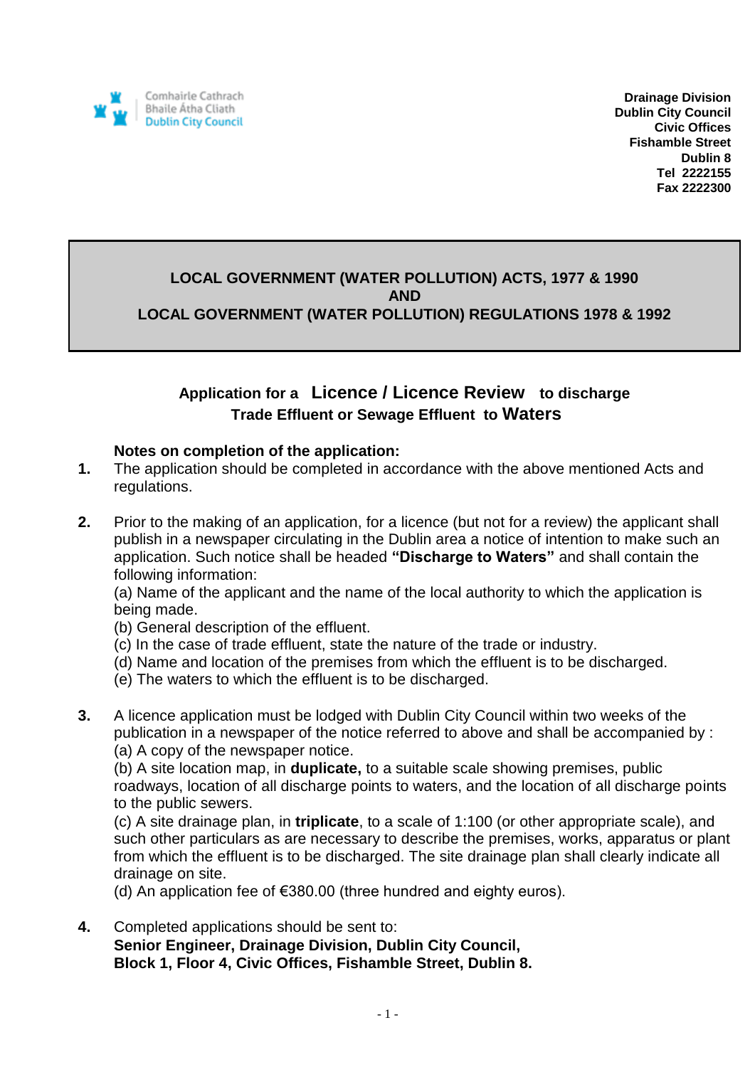Comhairle Cathrach
Bhaile Átha Cliath
Dublin City Council

**Drainage Division**
**Dublin City Council**
**Civic Offices**
**Fishamble Street**
**Dublin 8**
**Tel 2222155**
**Fax 2222300**

## LOCAL GOVERNMENT (WATER POLLUTION) ACTS, 1977 & 1990 AND LOCAL GOVERNMENT (WATER POLLUTION) REGULATIONS 1978 & 1992

### Application for a Licence / Licence Review to discharge Trade Effluent or Sewage Effluent to Waters

**Notes on completion of the application:**

1. The application should be completed in accordance with the above mentioned Acts and regulations.

2. Prior to the making of an application, for a licence (but not for a review) the applicant shall publish in a newspaper circulating in the Dublin area a notice of intention to make such an application. Such notice shall be headed **"Discharge to Waters"** and shall contain the following information:
   (a) Name of the applicant and the name of the local authority to which the application is being made.
   (b) General description of the effluent.
   (c) In the case of trade effluent, state the nature of the trade or industry.
   (d) Name and location of the premises from which the effluent is to be discharged.
   (e) The waters to which the effluent is to be discharged.

3. A licence application must be lodged with Dublin City Council within two weeks of the publication in a newspaper of the notice referred to above and shall be accompanied by :
   (a) A copy of the newspaper notice.
   (b) A site location map, in **duplicate,** to a suitable scale showing premises, public roadways, location of all discharge points to waters, and the location of all discharge points to the public sewers.
   (c) A site drainage plan, in **triplicate**, to a scale of 1:100 (or other appropriate scale), and such other particulars as are necessary to describe the premises, works, apparatus or plant from which the effluent is to be discharged. The site drainage plan shall clearly indicate all drainage on site.
   (d) An application fee of €380.00 (three hundred and eighty euros).

4. Completed applications should be sent to:
   **Senior Engineer, Drainage Division, Dublin City Council,**
   **Block 1, Floor 4, Civic Offices, Fishamble Street, Dublin 8.**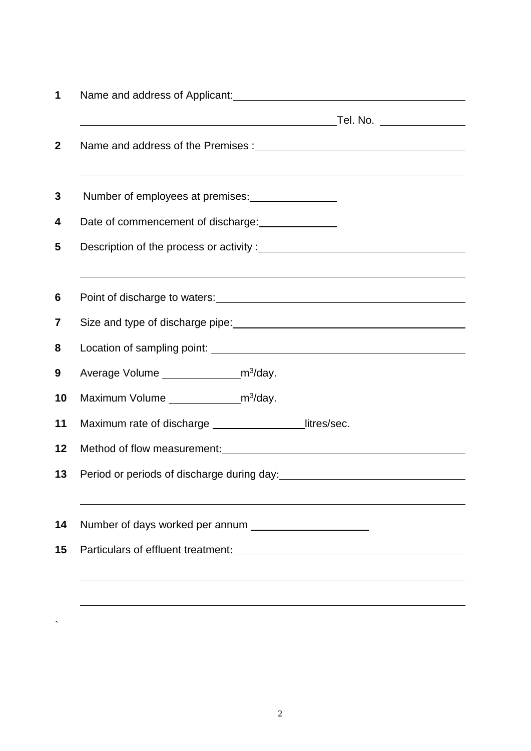1. Name and address of Applicant: ______________________________________

   ______________________________________ Tel. No. ______________

2. Name and address of the Premises : ______________________________________

   ______________________________________

3. Number of employees at premises: ______________

4. Date of commencement of discharge: ____________

5. Description of the process or activity : ______________________________________

   ______________________________________

6. Point of discharge to waters: ______________________________________

7. Size and type of discharge pipe: ______________________________________

8. Location of sampling point: ______________________________________

9. Average Volume ____________ $m^3$/day.

10. Maximum Volume ___________ $m^3$/day.

11. Maximum rate of discharge ______________ litres/sec.

12. Method of flow measurement: ______________________________________

13. Period or periods of discharge during day: ______________________________________

    ______________________________________

14. Number of days worked per annum __________________

15. Particulars of effluent treatment: ______________________________________

    ______________________________________

    ______________________________________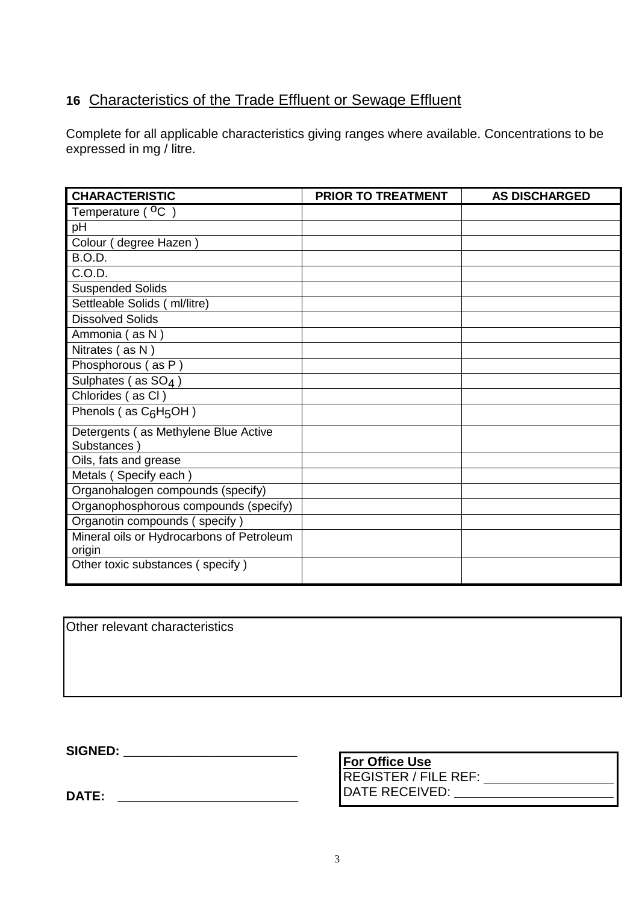## 16 Characteristics of the Trade Effluent or Sewage Effluent

Complete for all applicable characteristics giving ranges where available. Concentrations to be expressed in mg / litre.

| CHARACTERISTIC | PRIOR TO TREATMENT | AS DISCHARGED |
|---|---|---|
| Temperature ( $^{o}C$ ) | | |
| pH | | |
| Colour ( degree Hazen ) | | |
| B.O.D. | | |
| C.O.D. | | |
| Suspended Solids | | |
| Settleable Solids ( ml/litre) | | |
| Dissolved Solids | | |
| Ammonia ( as N ) | | |
| Nitrates ( as N ) | | |
| Phosphorous ( as P ) | | |
| Sulphates ( as $SO_4$ ) | | |
| Chlorides ( as Cl ) | | |
| Phenols ( as $C_6H_5OH$ ) | | |
| Detergents ( as Methylene Blue Active Substances ) | | |
| Oils, fats and grease | | |
| Metals ( Specify each ) | | |
| Organohalogen compounds (specify) | | |
| Organophosphorous compounds (specify) | | |
| Organotin compounds ( specify ) | | |
| Mineral oils or Hydrocarbons of Petroleum origin | | |
| Other toxic substances ( specify ) | | |

| Other relevant characteristics |
|---|
| |

**SIGNED:** ________________________

**DATE:** ________________________

| **For Office Use** |
|---|
| REGISTER / FILE REF: ________________ |
| DATE RECEIVED: ____________________ |